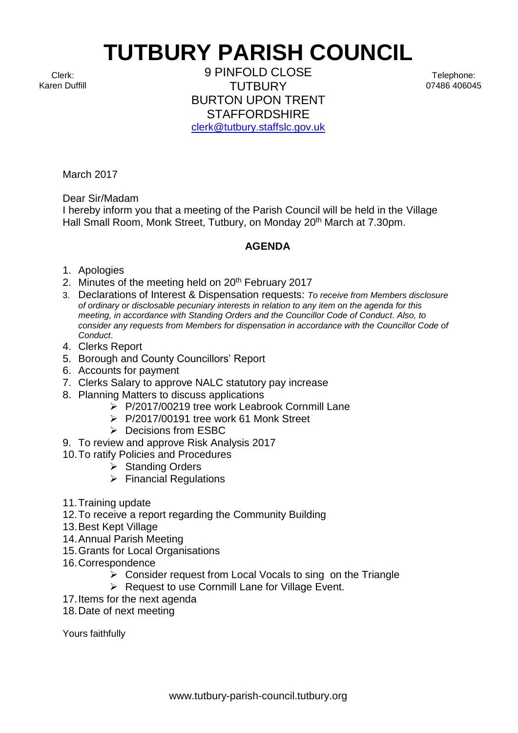# TUTBURY PARISH COUNCIL

Clerk:
Karen Duffill

9 PINFOLD CLOSE
TUTBURY
BURTON UPON TRENT
STAFFORDSHIRE
clerk@tutbury.staffslc.gov.uk

Telephone:
07486 406045

March 2017

Dear Sir/Madam

I hereby inform you that a meeting of the Parish Council will be held in the Village Hall Small Room, Monk Street, Tutbury, on Monday 20th March at 7.30pm.

**AGENDA**

1. Apologies
2. Minutes of the meeting held on 20th February 2017
3. Declarations of Interest & Dispensation requests: *To receive from Members disclosure of ordinary or disclosable pecuniary interests in relation to any item on the agenda for this meeting, in accordance with Standing Orders and the Councillor Code of Conduct. Also, to consider any requests from Members for dispensation in accordance with the Councillor Code of Conduct.*
4. Clerks Report
5. Borough and County Councillors' Report
6. Accounts for payment
7. Clerks Salary to approve NALC statutory pay increase
8. Planning Matters to discuss applications
    - P/2017/00219 tree work Leabrook Cornmill Lane
    - P/2017/00191 tree work 61 Monk Street
    - Decisions from ESBC
9. To review and approve Risk Analysis 2017
10. To ratify Policies and Procedures
    - Standing Orders
    - Financial Regulations
11. Training update
12. To receive a report regarding the Community Building
13. Best Kept Village
14. Annual Parish Meeting
15. Grants for Local Organisations
16. Correspondence
    - Consider request from Local Vocals to sing on the Triangle
    - Request to use Cornmill Lane for Village Event.
17. Items for the next agenda
18. Date of next meeting

Yours faithfully

www.tutbury-parish-council.tutbury.org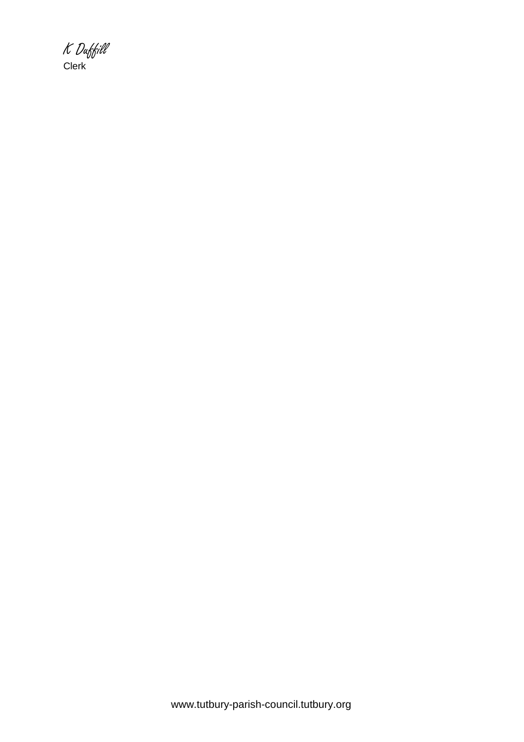*K Duffill*
Clerk

www.tutbury-parish-council.tutbury.org